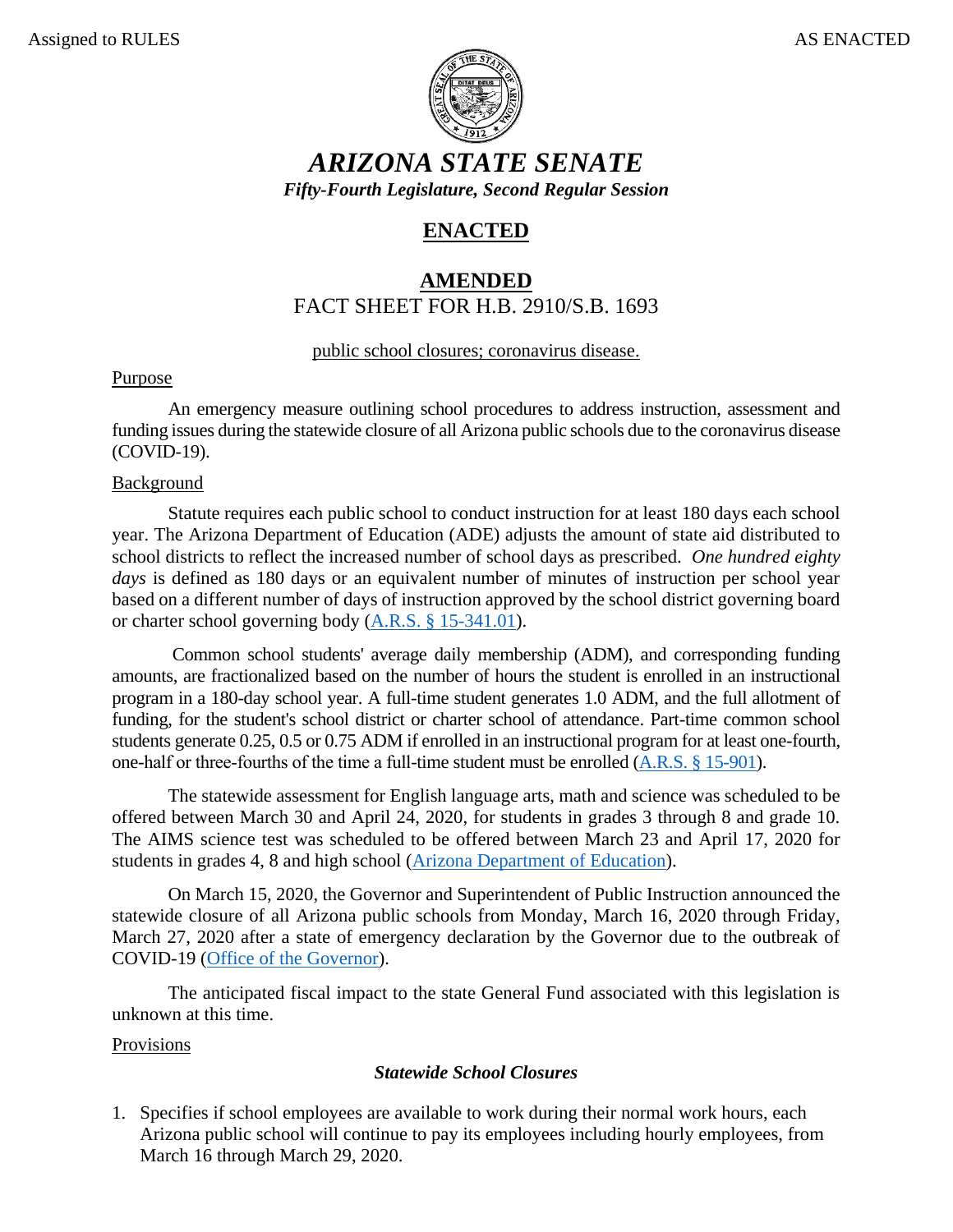Assigned to RULES AS ENACTED

# ARIZONA STATE SENATE

***Fifty-Fourth Legislature, Second Regular Session***

## ENACTED

## AMENDED

FACT SHEET FOR H.B. 2910/S.B. 1693

public school closures; coronavirus disease.

### Purpose

An emergency measure outlining school procedures to address instruction, assessment and funding issues during the statewide closure of all Arizona public schools due to the coronavirus disease (COVID-19).

### Background

Statute requires each public school to conduct instruction for at least 180 days each school year. The Arizona Department of Education (ADE) adjusts the amount of state aid distributed to school districts to reflect the increased number of school days as prescribed. *One hundred eighty days* is defined as 180 days or an equivalent number of minutes of instruction per school year based on a different number of days of instruction approved by the school district governing board or charter school governing body (A.R.S. § 15-341.01).

Common school students' average daily membership (ADM), and corresponding funding amounts, are fractionalized based on the number of hours the student is enrolled in an instructional program in a 180-day school year. A full-time student generates 1.0 ADM, and the full allotment of funding, for the student's school district or charter school of attendance. Part-time common school students generate 0.25, 0.5 or 0.75 ADM if enrolled in an instructional program for at least one-fourth, one-half or three-fourths of the time a full-time student must be enrolled (A.R.S. § 15-901).

The statewide assessment for English language arts, math and science was scheduled to be offered between March 30 and April 24, 2020, for students in grades 3 through 8 and grade 10. The AIMS science test was scheduled to be offered between March 23 and April 17, 2020 for students in grades 4, 8 and high school (Arizona Department of Education).

On March 15, 2020, the Governor and Superintendent of Public Instruction announced the statewide closure of all Arizona public schools from Monday, March 16, 2020 through Friday, March 27, 2020 after a state of emergency declaration by the Governor due to the outbreak of COVID-19 (Office of the Governor).

The anticipated fiscal impact to the state General Fund associated with this legislation is unknown at this time.

### Provisions

#### *Statewide School Closures*

1. Specifies if school employees are available to work during their normal work hours, each Arizona public school will continue to pay its employees including hourly employees, from March 16 through March 29, 2020.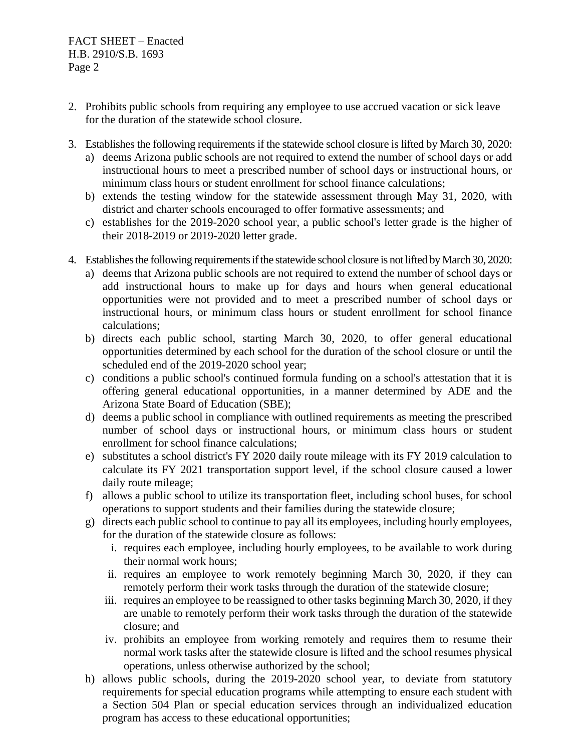2. Prohibits public schools from requiring any employee to use accrued vacation or sick leave for the duration of the statewide school closure.

3. Establishes the following requirements if the statewide school closure is lifted by March 30, 2020:
   a) deems Arizona public schools are not required to extend the number of school days or add instructional hours to meet a prescribed number of school days or instructional hours, or minimum class hours or student enrollment for school finance calculations;
   b) extends the testing window for the statewide assessment through May 31, 2020, with district and charter schools encouraged to offer formative assessments; and
   c) establishes for the 2019-2020 school year, a public school's letter grade is the higher of their 2018-2019 or 2019-2020 letter grade.

4. Establishes the following requirements if the statewide school closure is not lifted by March 30, 2020:
   a) deems that Arizona public schools are not required to extend the number of school days or add instructional hours to make up for days and hours when general educational opportunities were not provided and to meet a prescribed number of school days or instructional hours, or minimum class hours or student enrollment for school finance calculations;
   b) directs each public school, starting March 30, 2020, to offer general educational opportunities determined by each school for the duration of the school closure or until the scheduled end of the 2019-2020 school year;
   c) conditions a public school's continued formula funding on a school's attestation that it is offering general educational opportunities, in a manner determined by ADE and the Arizona State Board of Education (SBE);
   d) deems a public school in compliance with outlined requirements as meeting the prescribed number of school days or instructional hours, or minimum class hours or student enrollment for school finance calculations;
   e) substitutes a school district's FY 2020 daily route mileage with its FY 2019 calculation to calculate its FY 2021 transportation support level, if the school closure caused a lower daily route mileage;
   f) allows a public school to utilize its transportation fleet, including school buses, for school operations to support students and their families during the statewide closure;
   g) directs each public school to continue to pay all its employees, including hourly employees, for the duration of the statewide closure as follows:
      i. requires each employee, including hourly employees, to be available to work during their normal work hours;
      ii. requires an employee to work remotely beginning March 30, 2020, if they can remotely perform their work tasks through the duration of the statewide closure;
      iii. requires an employee to be reassigned to other tasks beginning March 30, 2020, if they are unable to remotely perform their work tasks through the duration of the statewide closure; and
      iv. prohibits an employee from working remotely and requires them to resume their normal work tasks after the statewide closure is lifted and the school resumes physical operations, unless otherwise authorized by the school;
   h) allows public schools, during the 2019-2020 school year, to deviate from statutory requirements for special education programs while attempting to ensure each student with a Section 504 Plan or special education services through an individualized education program has access to these educational opportunities;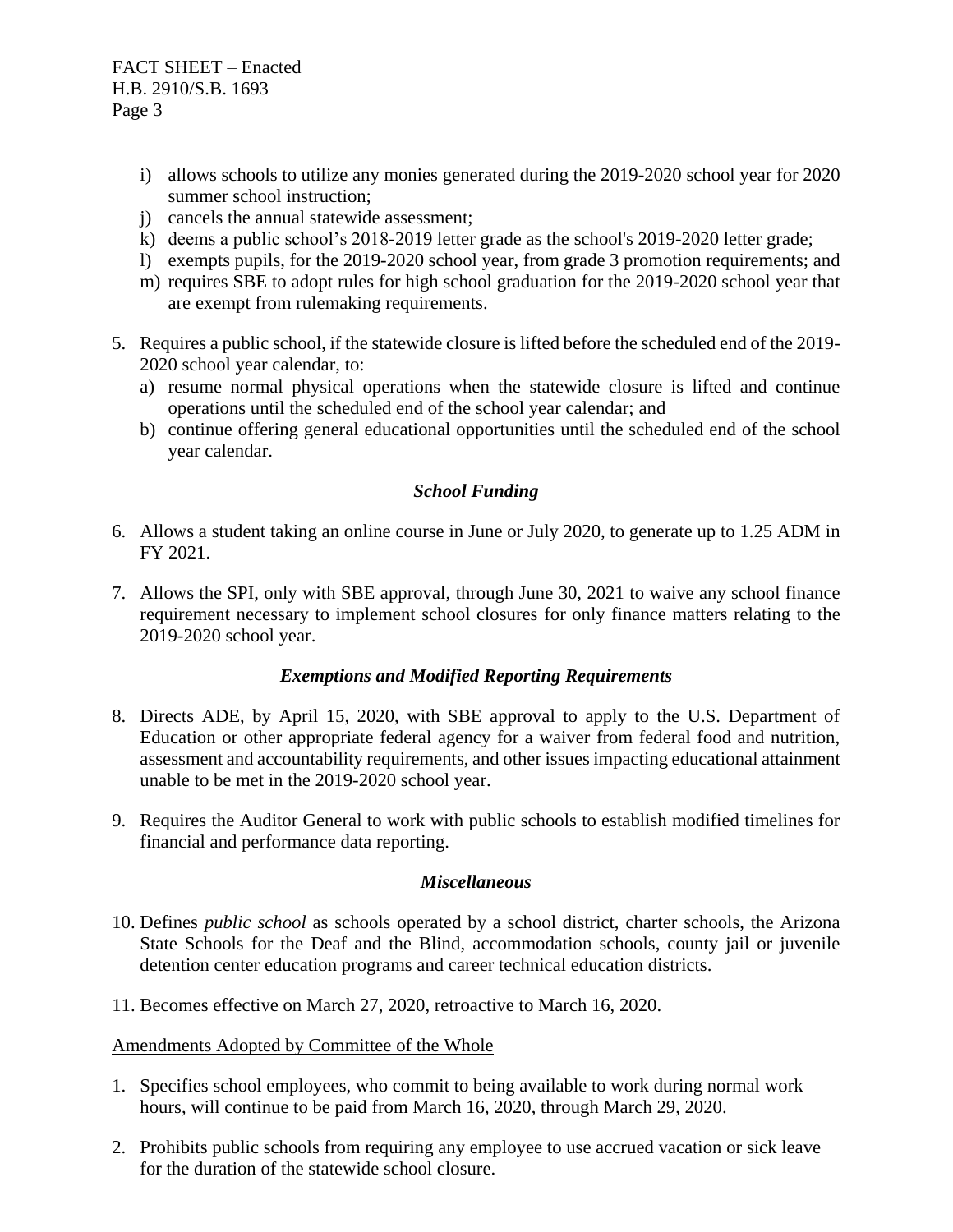i) allows schools to utilize any monies generated during the 2019-2020 school year for 2020 summer school instruction;
j) cancels the annual statewide assessment;
k) deems a public school's 2018-2019 letter grade as the school's 2019-2020 letter grade;
l) exempts pupils, for the 2019-2020 school year, from grade 3 promotion requirements; and
m) requires SBE to adopt rules for high school graduation for the 2019-2020 school year that are exempt from rulemaking requirements.

5. Requires a public school, if the statewide closure is lifted before the scheduled end of the 2019-2020 school year calendar, to:
   a) resume normal physical operations when the statewide closure is lifted and continue operations until the scheduled end of the school year calendar; and
   b) continue offering general educational opportunities until the scheduled end of the school year calendar.

### *School Funding*

6. Allows a student taking an online course in June or July 2020, to generate up to 1.25 ADM in FY 2021.

7. Allows the SPI, only with SBE approval, through June 30, 2021 to waive any school finance requirement necessary to implement school closures for only finance matters relating to the 2019-2020 school year.

### *Exemptions and Modified Reporting Requirements*

8. Directs ADE, by April 15, 2020, with SBE approval to apply to the U.S. Department of Education or other appropriate federal agency for a waiver from federal food and nutrition, assessment and accountability requirements, and other issues impacting educational attainment unable to be met in the 2019-2020 school year.

9. Requires the Auditor General to work with public schools to establish modified timelines for financial and performance data reporting.

### *Miscellaneous*

10. Defines *public school* as schools operated by a school district, charter schools, the Arizona State Schools for the Deaf and the Blind, accommodation schools, county jail or juvenile detention center education programs and career technical education districts.

11. Becomes effective on March 27, 2020, retroactive to March 16, 2020.

<u>Amendments Adopted by Committee of the Whole</u>

1. Specifies school employees, who commit to being available to work during normal work hours, will continue to be paid from March 16, 2020, through March 29, 2020.

2. Prohibits public schools from requiring any employee to use accrued vacation or sick leave for the duration of the statewide school closure.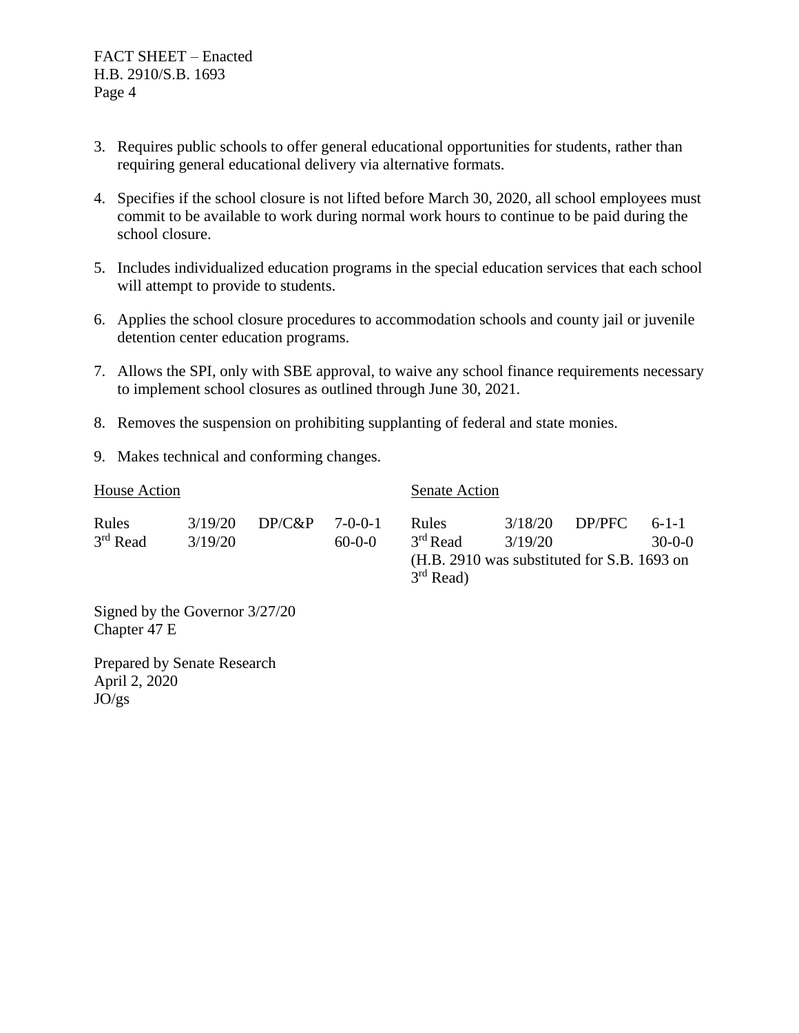3. Requires public schools to offer general educational opportunities for students, rather than requiring general educational delivery via alternative formats.

4. Specifies if the school closure is not lifted before March 30, 2020, all school employees must commit to be available to work during normal work hours to continue to be paid during the school closure.

5. Includes individualized education programs in the special education services that each school will attempt to provide to students.

6. Applies the school closure procedures to accommodation schools and county jail or juvenile detention center education programs.

7. Allows the SPI, only with SBE approval, to waive any school finance requirements necessary to implement school closures as outlined through June 30, 2021.

8. Removes the suspension on prohibiting supplanting of federal and state monies.

9. Makes technical and conforming changes.

| House Action | | | | Senate Action | | | |
|---|---|---|---|---|---|---|---|
| Rules | 3/19/20 | DP/C&P | 7-0-0-1 | Rules | 3/18/20 | DP/PFC | 6-1-1 |
| 3rd Read | 3/19/20 | | 60-0-0 | 3rd Read | 3/19/20 | | 30-0-0 |
| | | | | (H.B. 2910 was substituted for S.B. 1693 on 3rd Read) | | | |

Signed by the Governor 3/27/20
Chapter 47 E

Prepared by Senate Research
April 2, 2020
JO/gs